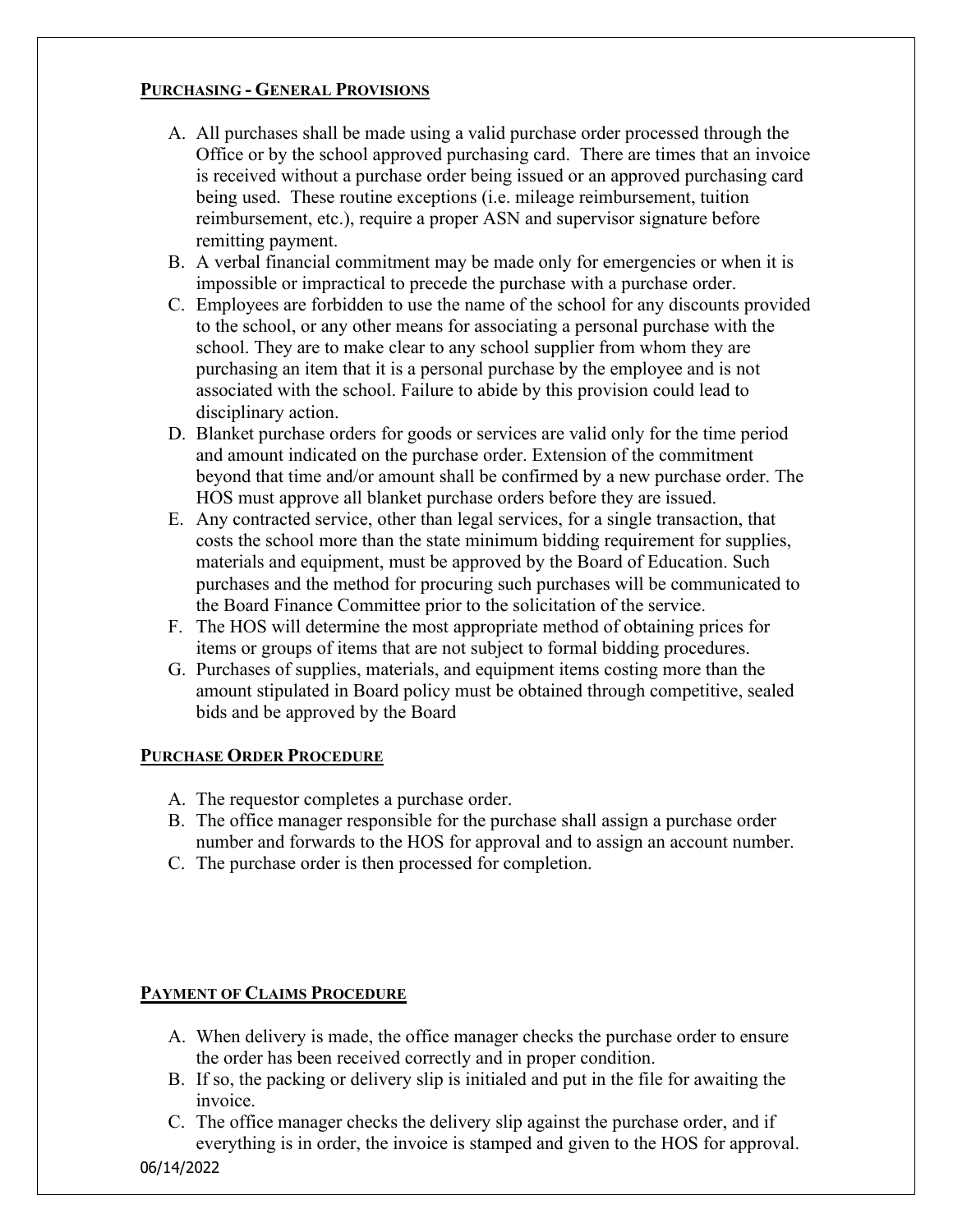## Purchasing - General Provisions

A. All purchases shall be made using a valid purchase order processed through the Office or by the school approved purchasing card. There are times that an invoice is received without a purchase order being issued or an approved purchasing card being used. These routine exceptions (i.e. mileage reimbursement, tuition reimbursement, etc.), require a proper ASN and supervisor signature before remitting payment.

B. A verbal financial commitment may be made only for emergencies or when it is impossible or impractical to precede the purchase with a purchase order.

C. Employees are forbidden to use the name of the school for any discounts provided to the school, or any other means for associating a personal purchase with the school. They are to make clear to any school supplier from whom they are purchasing an item that it is a personal purchase by the employee and is not associated with the school. Failure to abide by this provision could lead to disciplinary action.

D. Blanket purchase orders for goods or services are valid only for the time period and amount indicated on the purchase order. Extension of the commitment beyond that time and/or amount shall be confirmed by a new purchase order. The HOS must approve all blanket purchase orders before they are issued.

E. Any contracted service, other than legal services, for a single transaction, that costs the school more than the state minimum bidding requirement for supplies, materials and equipment, must be approved by the Board of Education. Such purchases and the method for procuring such purchases will be communicated to the Board Finance Committee prior to the solicitation of the service.

F. The HOS will determine the most appropriate method of obtaining prices for items or groups of items that are not subject to formal bidding procedures.

G. Purchases of supplies, materials, and equipment items costing more than the amount stipulated in Board policy must be obtained through competitive, sealed bids and be approved by the Board

## Purchase Order Procedure

A. The requestor completes a purchase order.

B. The office manager responsible for the purchase shall assign a purchase order number and forwards to the HOS for approval and to assign an account number.

C. The purchase order is then processed for completion.

## Payment of Claims Procedure

A. When delivery is made, the office manager checks the purchase order to ensure the order has been received correctly and in proper condition.

B. If so, the packing or delivery slip is initialed and put in the file for awaiting the invoice.

C. The office manager checks the delivery slip against the purchase order, and if everything is in order, the invoice is stamped and given to the HOS for approval.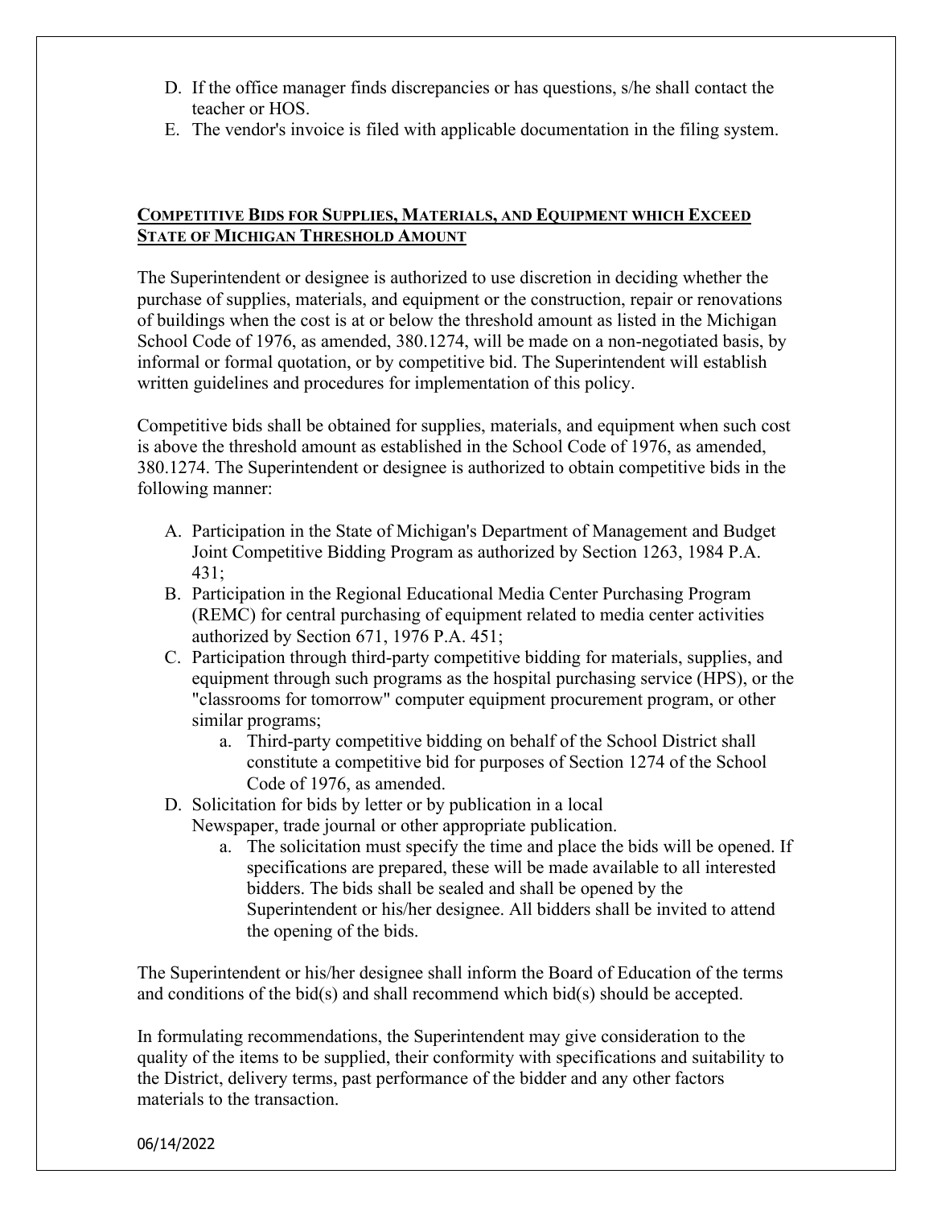D. If the office manager finds discrepancies or has questions, s/he shall contact the teacher or HOS.
E. The vendor's invoice is filed with applicable documentation in the filing system.

## COMPETITIVE BIDS FOR SUPPLIES, MATERIALS, AND EQUIPMENT WHICH EXCEED STATE OF MICHIGAN THRESHOLD AMOUNT

The Superintendent or designee is authorized to use discretion in deciding whether the purchase of supplies, materials, and equipment or the construction, repair or renovations of buildings when the cost is at or below the threshold amount as listed in the Michigan School Code of 1976, as amended, 380.1274, will be made on a non-negotiated basis, by informal or formal quotation, or by competitive bid. The Superintendent will establish written guidelines and procedures for implementation of this policy.

Competitive bids shall be obtained for supplies, materials, and equipment when such cost is above the threshold amount as established in the School Code of 1976, as amended, 380.1274. The Superintendent or designee is authorized to obtain competitive bids in the following manner:

A. Participation in the State of Michigan's Department of Management and Budget Joint Competitive Bidding Program as authorized by Section 1263, 1984 P.A. 431;
B. Participation in the Regional Educational Media Center Purchasing Program (REMC) for central purchasing of equipment related to media center activities authorized by Section 671, 1976 P.A. 451;
C. Participation through third-party competitive bidding for materials, supplies, and equipment through such programs as the hospital purchasing service (HPS), or the "classrooms for tomorrow" computer equipment procurement program, or other similar programs;
    a. Third-party competitive bidding on behalf of the School District shall constitute a competitive bid for purposes of Section 1274 of the School Code of 1976, as amended.
D. Solicitation for bids by letter or by publication in a local Newspaper, trade journal or other appropriate publication.
    a. The solicitation must specify the time and place the bids will be opened. If specifications are prepared, these will be made available to all interested bidders. The bids shall be sealed and shall be opened by the Superintendent or his/her designee. All bidders shall be invited to attend the opening of the bids.

The Superintendent or his/her designee shall inform the Board of Education of the terms and conditions of the bid(s) and shall recommend which bid(s) should be accepted.

In formulating recommendations, the Superintendent may give consideration to the quality of the items to be supplied, their conformity with specifications and suitability to the District, delivery terms, past performance of the bidder and any other factors materials to the transaction.

06/14/2022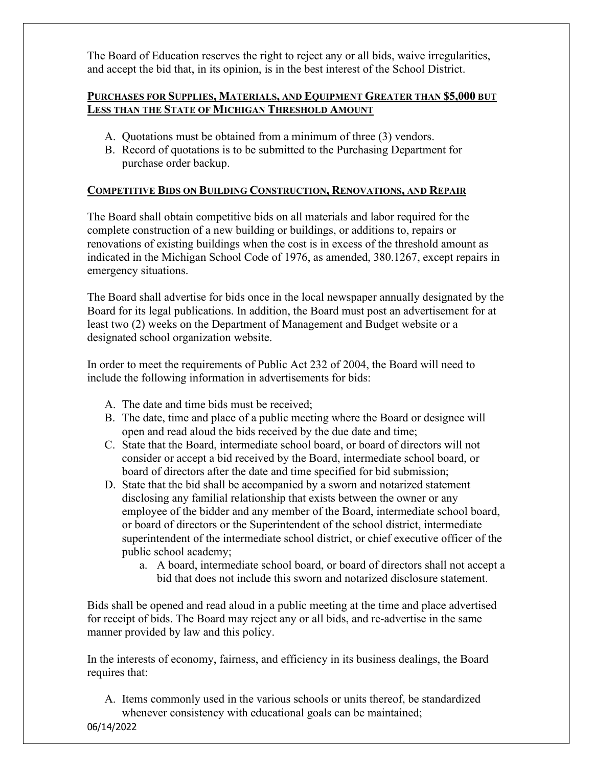The Board of Education reserves the right to reject any or all bids, waive irregularities, and accept the bid that, in its opinion, is in the best interest of the School District.

### Purchases for Supplies, Materials, and Equipment Greater than $5,000 but Less than the State of Michigan Threshold Amount

A. Quotations must be obtained from a minimum of three (3) vendors.
B. Record of quotations is to be submitted to the Purchasing Department for purchase order backup.

### Competitive Bids on Building Construction, Renovations, and Repair

The Board shall obtain competitive bids on all materials and labor required for the complete construction of a new building or buildings, or additions to, repairs or renovations of existing buildings when the cost is in excess of the threshold amount as indicated in the Michigan School Code of 1976, as amended, 380.1267, except repairs in emergency situations.

The Board shall advertise for bids once in the local newspaper annually designated by the Board for its legal publications. In addition, the Board must post an advertisement for at least two (2) weeks on the Department of Management and Budget website or a designated school organization website.

In order to meet the requirements of Public Act 232 of 2004, the Board will need to include the following information in advertisements for bids:

A. The date and time bids must be received;
B. The date, time and place of a public meeting where the Board or designee will open and read aloud the bids received by the due date and time;
C. State that the Board, intermediate school board, or board of directors will not consider or accept a bid received by the Board, intermediate school board, or board of directors after the date and time specified for bid submission;
D. State that the bid shall be accompanied by a sworn and notarized statement disclosing any familial relationship that exists between the owner or any employee of the bidder and any member of the Board, intermediate school board, or board of directors or the Superintendent of the school district, intermediate superintendent of the intermediate school district, or chief executive officer of the public school academy;
    a. A board, intermediate school board, or board of directors shall not accept a bid that does not include this sworn and notarized disclosure statement.

Bids shall be opened and read aloud in a public meeting at the time and place advertised for receipt of bids. The Board may reject any or all bids, and re-advertise in the same manner provided by law and this policy.

In the interests of economy, fairness, and efficiency in its business dealings, the Board requires that:

A. Items commonly used in the various schools or units thereof, be standardized whenever consistency with educational goals can be maintained;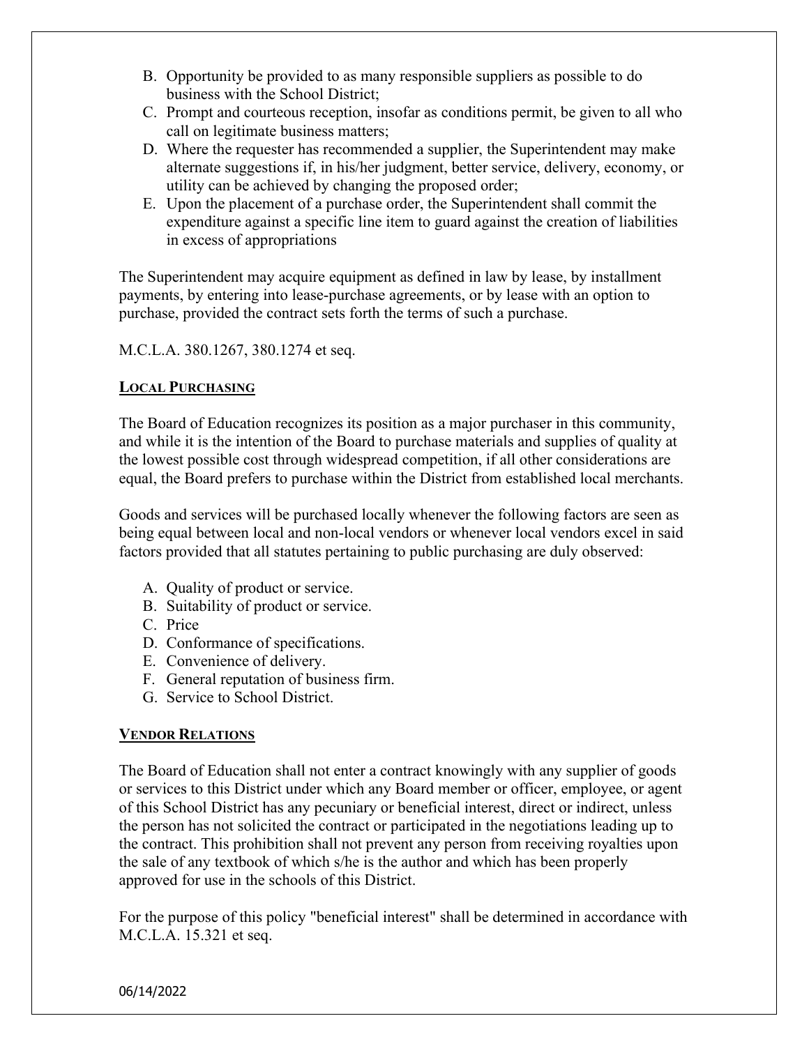B. Opportunity be provided to as many responsible suppliers as possible to do business with the School District;
C. Prompt and courteous reception, insofar as conditions permit, be given to all who call on legitimate business matters;
D. Where the requester has recommended a supplier, the Superintendent may make alternate suggestions if, in his/her judgment, better service, delivery, economy, or utility can be achieved by changing the proposed order;
E. Upon the placement of a purchase order, the Superintendent shall commit the expenditure against a specific line item to guard against the creation of liabilities in excess of appropriations

The Superintendent may acquire equipment as defined in law by lease, by installment payments, by entering into lease-purchase agreements, or by lease with an option to purchase, provided the contract sets forth the terms of such a purchase.

M.C.L.A. 380.1267, 380.1274 et seq.

## LOCAL PURCHASING

The Board of Education recognizes its position as a major purchaser in this community, and while it is the intention of the Board to purchase materials and supplies of quality at the lowest possible cost through widespread competition, if all other considerations are equal, the Board prefers to purchase within the District from established local merchants.

Goods and services will be purchased locally whenever the following factors are seen as being equal between local and non-local vendors or whenever local vendors excel in said factors provided that all statutes pertaining to public purchasing are duly observed:

A. Quality of product or service.
B. Suitability of product or service.
C. Price
D. Conformance of specifications.
E. Convenience of delivery.
F. General reputation of business firm.
G. Service to School District.

## VENDOR RELATIONS

The Board of Education shall not enter a contract knowingly with any supplier of goods or services to this District under which any Board member or officer, employee, or agent of this School District has any pecuniary or beneficial interest, direct or indirect, unless the person has not solicited the contract or participated in the negotiations leading up to the contract. This prohibition shall not prevent any person from receiving royalties upon the sale of any textbook of which s/he is the author and which has been properly approved for use in the schools of this District.

For the purpose of this policy "beneficial interest" shall be determined in accordance with M.C.L.A. 15.321 et seq.

06/14/2022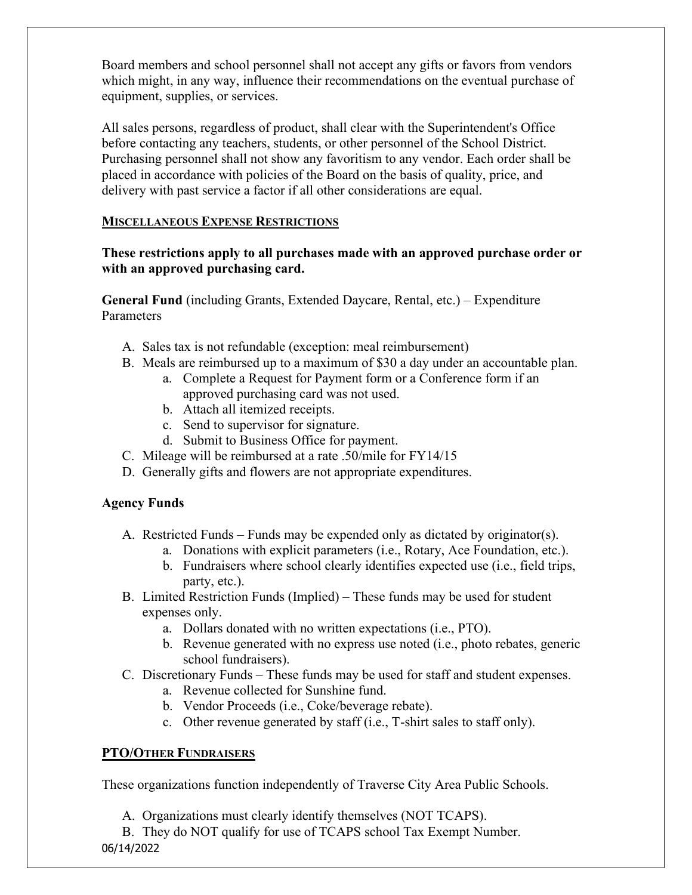Board members and school personnel shall not accept any gifts or favors from vendors which might, in any way, influence their recommendations on the eventual purchase of equipment, supplies, or services.

All sales persons, regardless of product, shall clear with the Superintendent's Office before contacting any teachers, students, or other personnel of the School District. Purchasing personnel shall not show any favoritism to any vendor. Each order shall be placed in accordance with policies of the Board on the basis of quality, price, and delivery with past service a factor if all other considerations are equal.

## MISCELLANEOUS EXPENSE RESTRICTIONS

**These restrictions apply to all purchases made with an approved purchase order or with an approved purchasing card.**

**General Fund** (including Grants, Extended Daycare, Rental, etc.) – Expenditure Parameters

A. Sales tax is not refundable (exception: meal reimbursement)
B. Meals are reimbursed up to a maximum of $30 a day under an accountable plan.
    a. Complete a Request for Payment form or a Conference form if an approved purchasing card was not used.
    b. Attach all itemized receipts.
    c. Send to supervisor for signature.
    d. Submit to Business Office for payment.
C. Mileage will be reimbursed at a rate .50/mile for FY14/15
D. Generally gifts and flowers are not appropriate expenditures.

**Agency Funds**

A. Restricted Funds – Funds may be expended only as dictated by originator(s).
    a. Donations with explicit parameters (i.e., Rotary, Ace Foundation, etc.).
    b. Fundraisers where school clearly identifies expected use (i.e., field trips, party, etc.).
B. Limited Restriction Funds (Implied) – These funds may be used for student expenses only.
    a. Dollars donated with no written expectations (i.e., PTO).
    b. Revenue generated with no express use noted (i.e., photo rebates, generic school fundraisers).
C. Discretionary Funds – These funds may be used for staff and student expenses.
    a. Revenue collected for Sunshine fund.
    b. Vendor Proceeds (i.e., Coke/beverage rebate).
    c. Other revenue generated by staff (i.e., T-shirt sales to staff only).

## PTO/OTHER FUNDRAISERS

These organizations function independently of Traverse City Area Public Schools.

A. Organizations must clearly identify themselves (NOT TCAPS).
B. They do NOT qualify for use of TCAPS school Tax Exempt Number.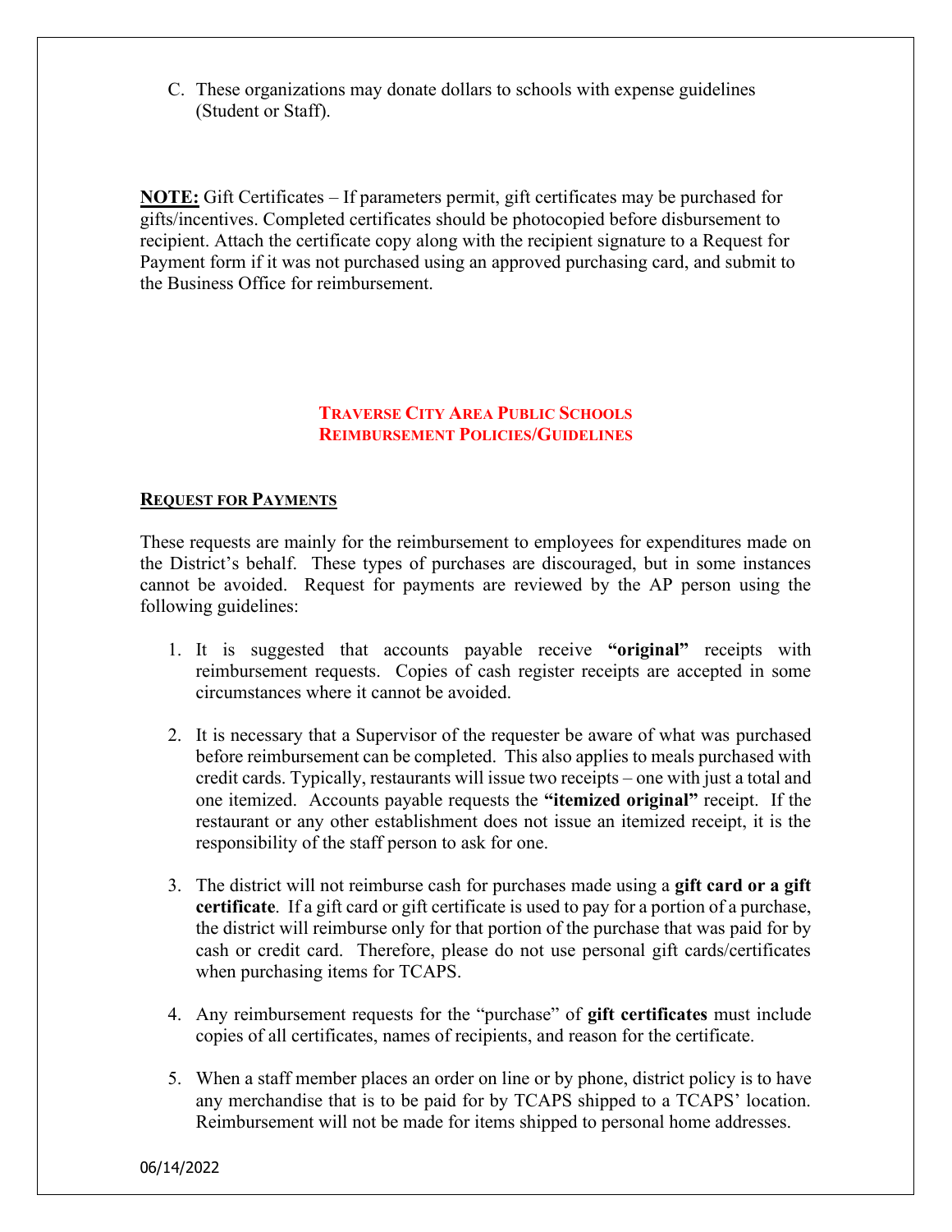C. These organizations may donate dollars to schools with expense guidelines (Student or Staff).

**NOTE:** Gift Certificates – If parameters permit, gift certificates may be purchased for gifts/incentives. Completed certificates should be photocopied before disbursement to recipient. Attach the certificate copy along with the recipient signature to a Request for Payment form if it was not purchased using an approved purchasing card, and submit to the Business Office for reimbursement.

## TRAVERSE CITY AREA PUBLIC SCHOOLS
## REIMBURSEMENT POLICIES/GUIDELINES

### REQUEST FOR PAYMENTS

These requests are mainly for the reimbursement to employees for expenditures made on the District's behalf. These types of purchases are discouraged, but in some instances cannot be avoided. Request for payments are reviewed by the AP person using the following guidelines:

1. It is suggested that accounts payable receive **"original"** receipts with reimbursement requests. Copies of cash register receipts are accepted in some circumstances where it cannot be avoided.

2. It is necessary that a Supervisor of the requester be aware of what was purchased before reimbursement can be completed. This also applies to meals purchased with credit cards. Typically, restaurants will issue two receipts – one with just a total and one itemized. Accounts payable requests the **"itemized original"** receipt. If the restaurant or any other establishment does not issue an itemized receipt, it is the responsibility of the staff person to ask for one.

3. The district will not reimburse cash for purchases made using a **gift card or a gift certificate**. If a gift card or gift certificate is used to pay for a portion of a purchase, the district will reimburse only for that portion of the purchase that was paid for by cash or credit card. Therefore, please do not use personal gift cards/certificates when purchasing items for TCAPS.

4. Any reimbursement requests for the "purchase" of **gift certificates** must include copies of all certificates, names of recipients, and reason for the certificate.

5. When a staff member places an order on line or by phone, district policy is to have any merchandise that is to be paid for by TCAPS shipped to a TCAPS' location. Reimbursement will not be made for items shipped to personal home addresses.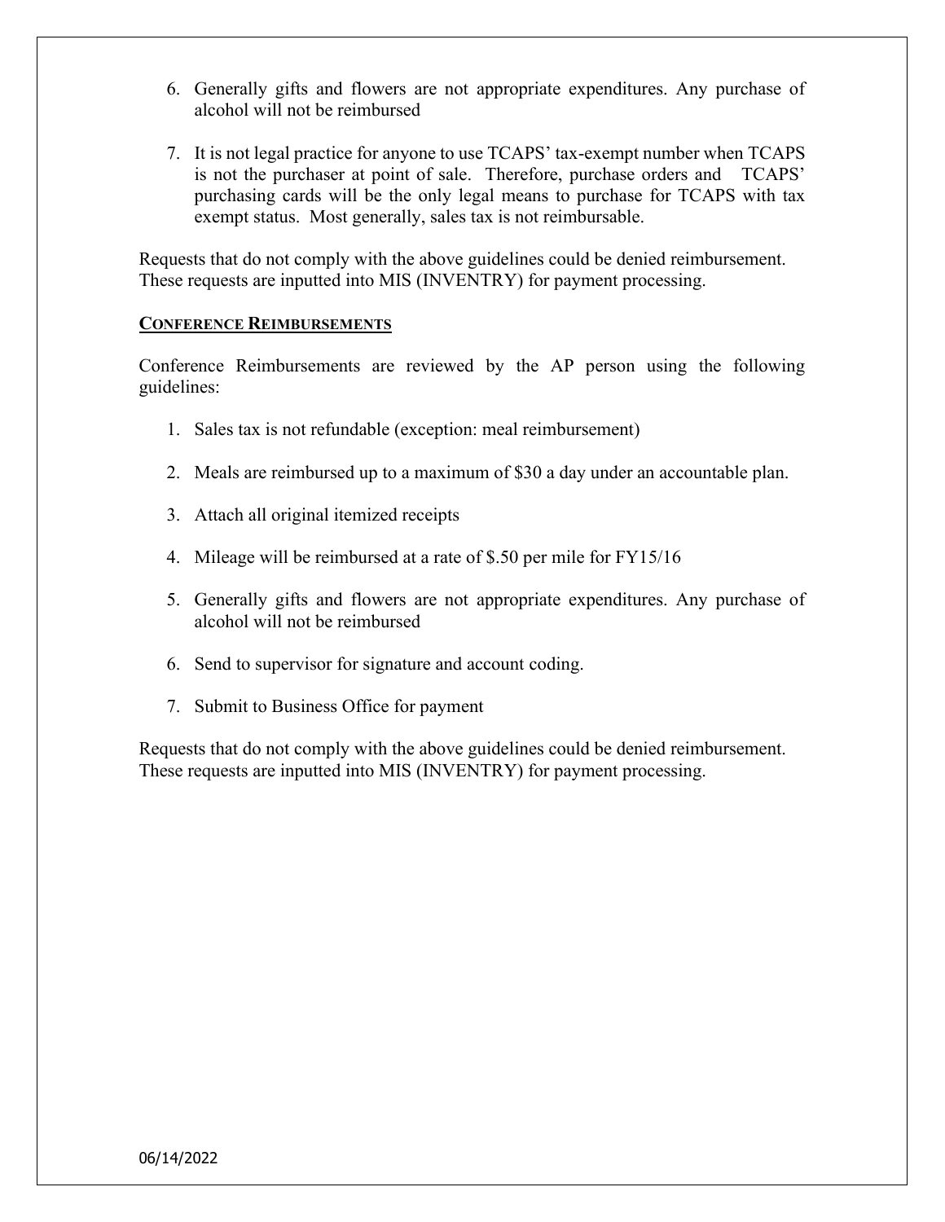6. Generally gifts and flowers are not appropriate expenditures. Any purchase of alcohol will not be reimbursed

7. It is not legal practice for anyone to use TCAPS' tax-exempt number when TCAPS is not the purchaser at point of sale. Therefore, purchase orders and TCAPS' purchasing cards will be the only legal means to purchase for TCAPS with tax exempt status. Most generally, sales tax is not reimbursable.

Requests that do not comply with the above guidelines could be denied reimbursement. These requests are inputted into MIS (INVENTRY) for payment processing.

**<u>CONFERENCE REIMBURSEMENTS</u>**

Conference Reimbursements are reviewed by the AP person using the following guidelines:

1. Sales tax is not refundable (exception: meal reimbursement)

2. Meals are reimbursed up to a maximum of $30 a day under an accountable plan.

3. Attach all original itemized receipts

4. Mileage will be reimbursed at a rate of $.50 per mile for FY15/16

5. Generally gifts and flowers are not appropriate expenditures. Any purchase of alcohol will not be reimbursed

6. Send to supervisor for signature and account coding.

7. Submit to Business Office for payment

Requests that do not comply with the above guidelines could be denied reimbursement. These requests are inputted into MIS (INVENTRY) for payment processing.